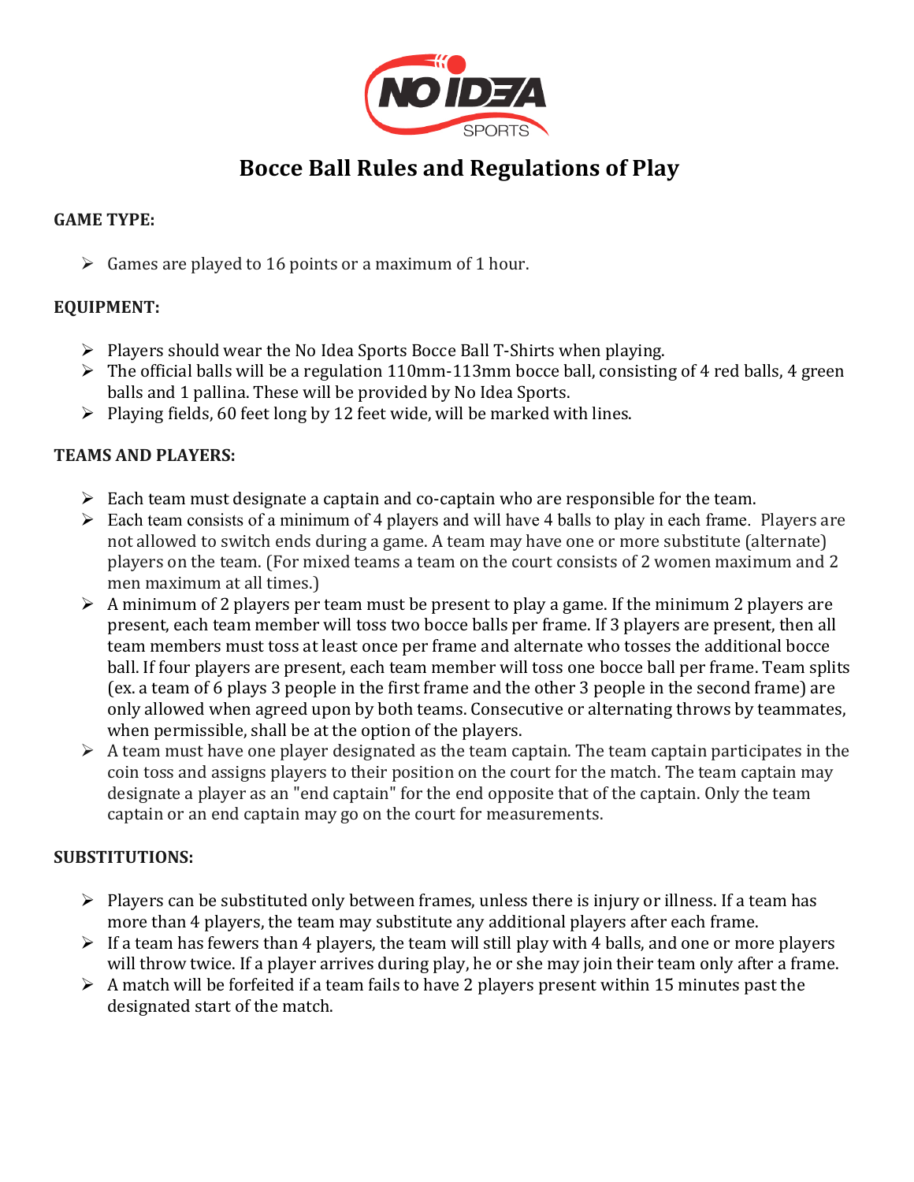# Bocce Ball Rules and Regulations of Play

**GAME TYPE:**

- Games are played to 16 points or a maximum of 1 hour.

**EQUIPMENT:**

- Players should wear the No Idea Sports Bocce Ball T-Shirts when playing.
- The official balls will be a regulation 110mm-113mm bocce ball, consisting of 4 red balls, 4 green balls and 1 pallina. These will be provided by No Idea Sports.
- Playing fields, 60 feet long by 12 feet wide, will be marked with lines.

**TEAMS AND PLAYERS:**

- Each team must designate a captain and co-captain who are responsible for the team.
- Each team consists of a minimum of 4 players and will have 4 balls to play in each frame. Players are not allowed to switch ends during a game. A team may have one or more substitute (alternate) players on the team. (For mixed teams a team on the court consists of 2 women maximum and 2 men maximum at all times.)
- A minimum of 2 players per team must be present to play a game. If the minimum 2 players are present, each team member will toss two bocce balls per frame. If 3 players are present, then all team members must toss at least once per frame and alternate who tosses the additional bocce ball. If four players are present, each team member will toss one bocce ball per frame. Team splits (ex. a team of 6 plays 3 people in the first frame and the other 3 people in the second frame) are only allowed when agreed upon by both teams. Consecutive or alternating throws by teammates, when permissible, shall be at the option of the players.
- A team must have one player designated as the team captain. The team captain participates in the coin toss and assigns players to their position on the court for the match. The team captain may designate a player as an "end captain" for the end opposite that of the captain. Only the team captain or an end captain may go on the court for measurements.

**SUBSTITUTIONS:**

- Players can be substituted only between frames, unless there is injury or illness. If a team has more than 4 players, the team may substitute any additional players after each frame.
- If a team has fewers than 4 players, the team will still play with 4 balls, and one or more players will throw twice. If a player arrives during play, he or she may join their team only after a frame.
- A match will be forfeited if a team fails to have 2 players present within 15 minutes past the designated start of the match.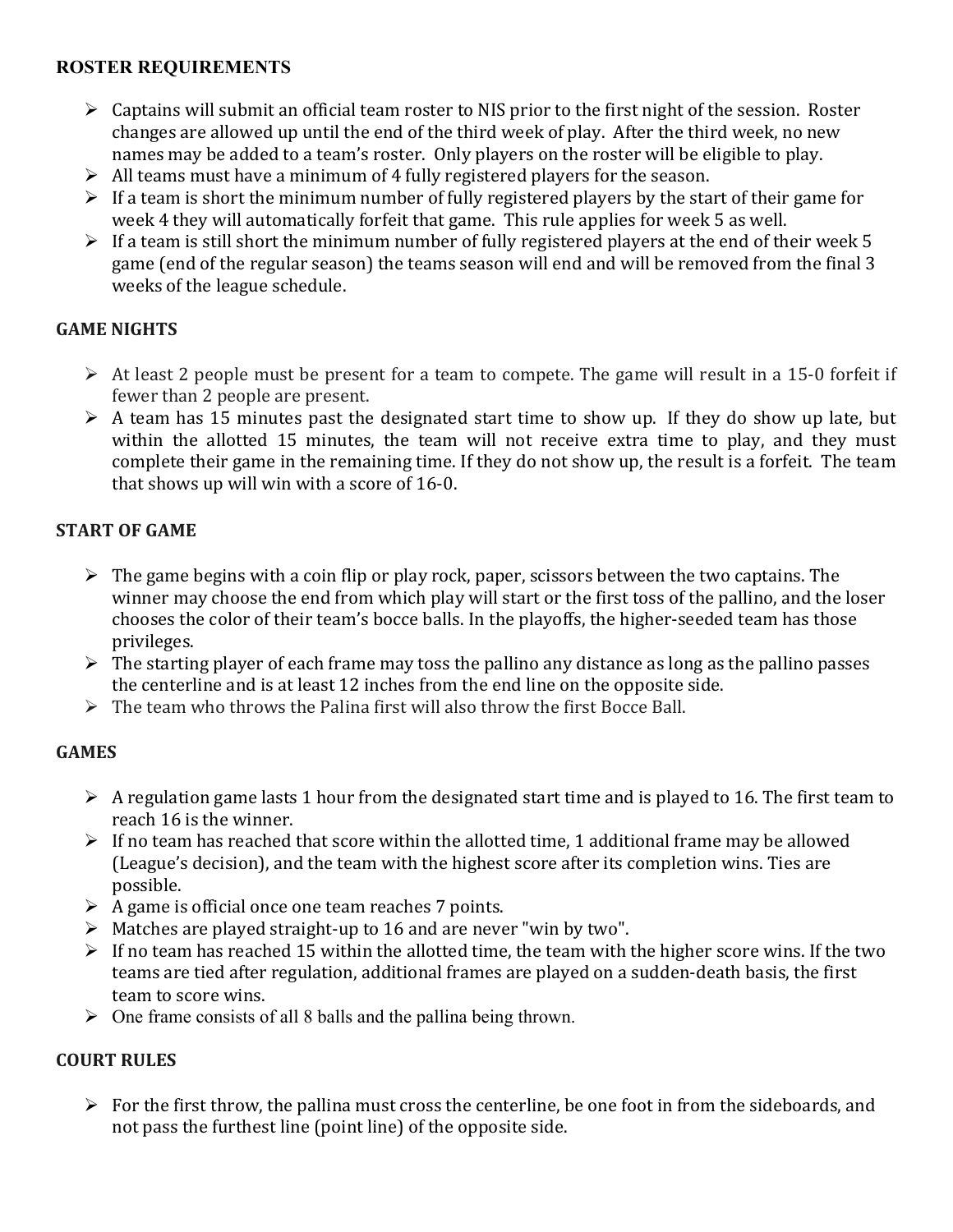## ROSTER REQUIREMENTS

- Captains will submit an official team roster to NIS prior to the first night of the session. Roster changes are allowed up until the end of the third week of play. After the third week, no new names may be added to a team's roster. Only players on the roster will be eligible to play.
- All teams must have a minimum of 4 fully registered players for the season.
- If a team is short the minimum number of fully registered players by the start of their game for week 4 they will automatically forfeit that game. This rule applies for week 5 as well.
- If a team is still short the minimum number of fully registered players at the end of their week 5 game (end of the regular season) the teams season will end and will be removed from the final 3 weeks of the league schedule.

## GAME NIGHTS

- At least 2 people must be present for a team to compete. The game will result in a 15-0 forfeit if fewer than 2 people are present.
- A team has 15 minutes past the designated start time to show up. If they do show up late, but within the allotted 15 minutes, the team will not receive extra time to play, and they must complete their game in the remaining time. If they do not show up, the result is a forfeit. The team that shows up will win with a score of 16-0.

## START OF GAME

- The game begins with a coin flip or play rock, paper, scissors between the two captains. The winner may choose the end from which play will start or the first toss of the pallino, and the loser chooses the color of their team's bocce balls. In the playoffs, the higher-seeded team has those privileges.
- The starting player of each frame may toss the pallino any distance as long as the pallino passes the centerline and is at least 12 inches from the end line on the opposite side.
- The team who throws the Palina first will also throw the first Bocce Ball.

## GAMES

- A regulation game lasts 1 hour from the designated start time and is played to 16. The first team to reach 16 is the winner.
- If no team has reached that score within the allotted time, 1 additional frame may be allowed (League's decision), and the team with the highest score after its completion wins. Ties are possible.
- A game is official once one team reaches 7 points.
- Matches are played straight-up to 16 and are never "win by two".
- If no team has reached 15 within the allotted time, the team with the higher score wins. If the two teams are tied after regulation, additional frames are played on a sudden-death basis, the first team to score wins.
- One frame consists of all 8 balls and the pallina being thrown.

## COURT RULES

- For the first throw, the pallina must cross the centerline, be one foot in from the sideboards, and not pass the furthest line (point line) of the opposite side.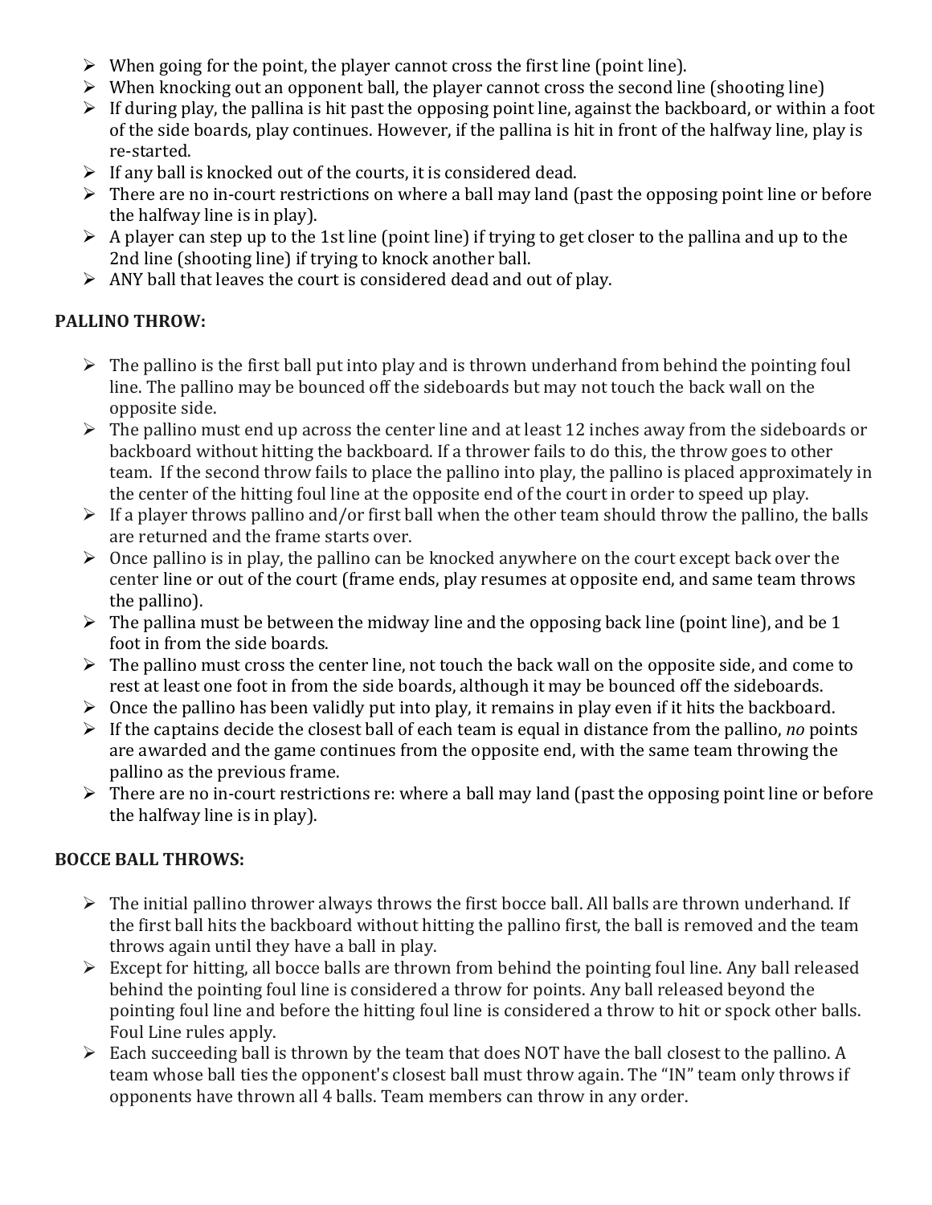- When going for the point, the player cannot cross the first line (point line).
- When knocking out an opponent ball, the player cannot cross the second line (shooting line)
- If during play, the pallina is hit past the opposing point line, against the backboard, or within a foot of the side boards, play continues. However, if the pallina is hit in front of the halfway line, play is re-started.
- If any ball is knocked out of the courts, it is considered dead.
- There are no in-court restrictions on where a ball may land (past the opposing point line or before the halfway line is in play).
- A player can step up to the 1st line (point line) if trying to get closer to the pallina and up to the 2nd line (shooting line) if trying to knock another ball.
- ANY ball that leaves the court is considered dead and out of play.

**PALLINO THROW:**

- The pallino is the first ball put into play and is thrown underhand from behind the pointing foul line. The pallino may be bounced off the sideboards but may not touch the back wall on the opposite side.
- The pallino must end up across the center line and at least 12 inches away from the sideboards or backboard without hitting the backboard. If a thrower fails to do this, the throw goes to other team. If the second throw fails to place the pallino into play, the pallino is placed approximately in the center of the hitting foul line at the opposite end of the court in order to speed up play.
- If a player throws pallino and/or first ball when the other team should throw the pallino, the balls are returned and the frame starts over.
- Once pallino is in play, the pallino can be knocked anywhere on the court except back over the center line or out of the court (frame ends, play resumes at opposite end, and same team throws the pallino).
- The pallina must be between the midway line and the opposing back line (point line), and be 1 foot in from the side boards.
- The pallino must cross the center line, not touch the back wall on the opposite side, and come to rest at least one foot in from the side boards, although it may be bounced off the sideboards.
- Once the pallino has been validly put into play, it remains in play even if it hits the backboard.
- If the captains decide the closest ball of each team is equal in distance from the pallino, *no* points are awarded and the game continues from the opposite end, with the same team throwing the pallino as the previous frame.
- There are no in-court restrictions re: where a ball may land (past the opposing point line or before the halfway line is in play).

**BOCCE BALL THROWS:**

- The initial pallino thrower always throws the first bocce ball. All balls are thrown underhand. If the first ball hits the backboard without hitting the pallino first, the ball is removed and the team throws again until they have a ball in play.
- Except for hitting, all bocce balls are thrown from behind the pointing foul line. Any ball released behind the pointing foul line is considered a throw for points. Any ball released beyond the pointing foul line and before the hitting foul line is considered a throw to hit or spock other balls. Foul Line rules apply.
- Each succeeding ball is thrown by the team that does NOT have the ball closest to the pallino. A team whose ball ties the opponent's closest ball must throw again. The "IN" team only throws if opponents have thrown all 4 balls. Team members can throw in any order.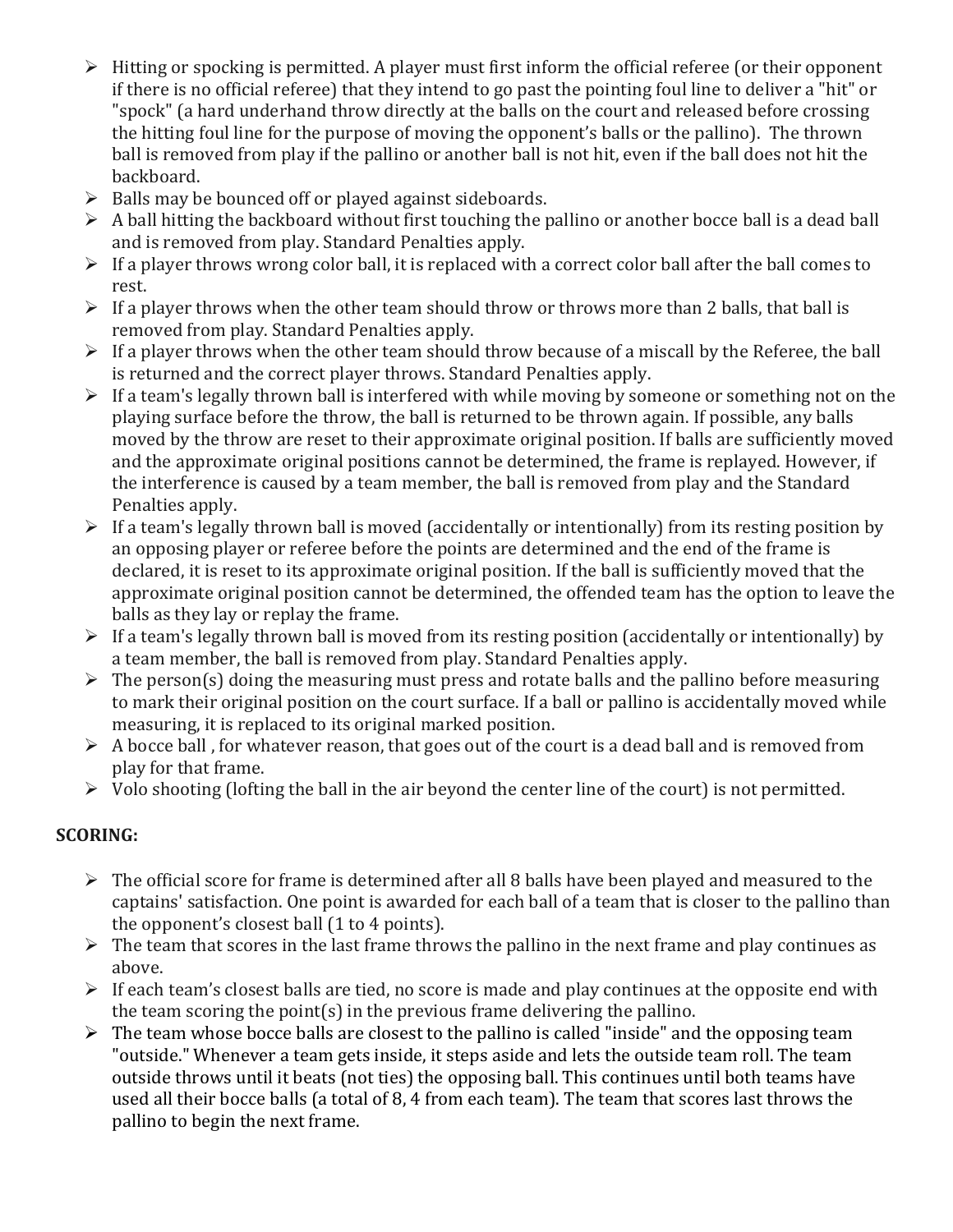- Hitting or spocking is permitted. A player must first inform the official referee (or their opponent if there is no official referee) that they intend to go past the pointing foul line to deliver a "hit" or "spock" (a hard underhand throw directly at the balls on the court and released before crossing the hitting foul line for the purpose of moving the opponent's balls or the pallino). The thrown ball is removed from play if the pallino or another ball is not hit, even if the ball does not hit the backboard.
- Balls may be bounced off or played against sideboards.
- A ball hitting the backboard without first touching the pallino or another bocce ball is a dead ball and is removed from play. Standard Penalties apply.
- If a player throws wrong color ball, it is replaced with a correct color ball after the ball comes to rest.
- If a player throws when the other team should throw or throws more than 2 balls, that ball is removed from play. Standard Penalties apply.
- If a player throws when the other team should throw because of a miscall by the Referee, the ball is returned and the correct player throws. Standard Penalties apply.
- If a team's legally thrown ball is interfered with while moving by someone or something not on the playing surface before the throw, the ball is returned to be thrown again. If possible, any balls moved by the throw are reset to their approximate original position. If balls are sufficiently moved and the approximate original positions cannot be determined, the frame is replayed. However, if the interference is caused by a team member, the ball is removed from play and the Standard Penalties apply.
- If a team's legally thrown ball is moved (accidentally or intentionally) from its resting position by an opposing player or referee before the points are determined and the end of the frame is declared, it is reset to its approximate original position. If the ball is sufficiently moved that the approximate original position cannot be determined, the offended team has the option to leave the balls as they lay or replay the frame.
- If a team's legally thrown ball is moved from its resting position (accidentally or intentionally) by a team member, the ball is removed from play. Standard Penalties apply.
- The person(s) doing the measuring must press and rotate balls and the pallino before measuring to mark their original position on the court surface. If a ball or pallino is accidentally moved while measuring, it is replaced to its original marked position.
- A bocce ball , for whatever reason, that goes out of the court is a dead ball and is removed from play for that frame.
- Volo shooting (lofting the ball in the air beyond the center line of the court) is not permitted.

**SCORING:**

- The official score for frame is determined after all 8 balls have been played and measured to the captains' satisfaction. One point is awarded for each ball of a team that is closer to the pallino than the opponent's closest ball (1 to 4 points).
- The team that scores in the last frame throws the pallino in the next frame and play continues as above.
- If each team's closest balls are tied, no score is made and play continues at the opposite end with the team scoring the point(s) in the previous frame delivering the pallino.
- The team whose bocce balls are closest to the pallino is called "inside" and the opposing team "outside." Whenever a team gets inside, it steps aside and lets the outside team roll. The team outside throws until it beats (not ties) the opposing ball. This continues until both teams have used all their bocce balls (a total of 8, 4 from each team). The team that scores last throws the pallino to begin the next frame.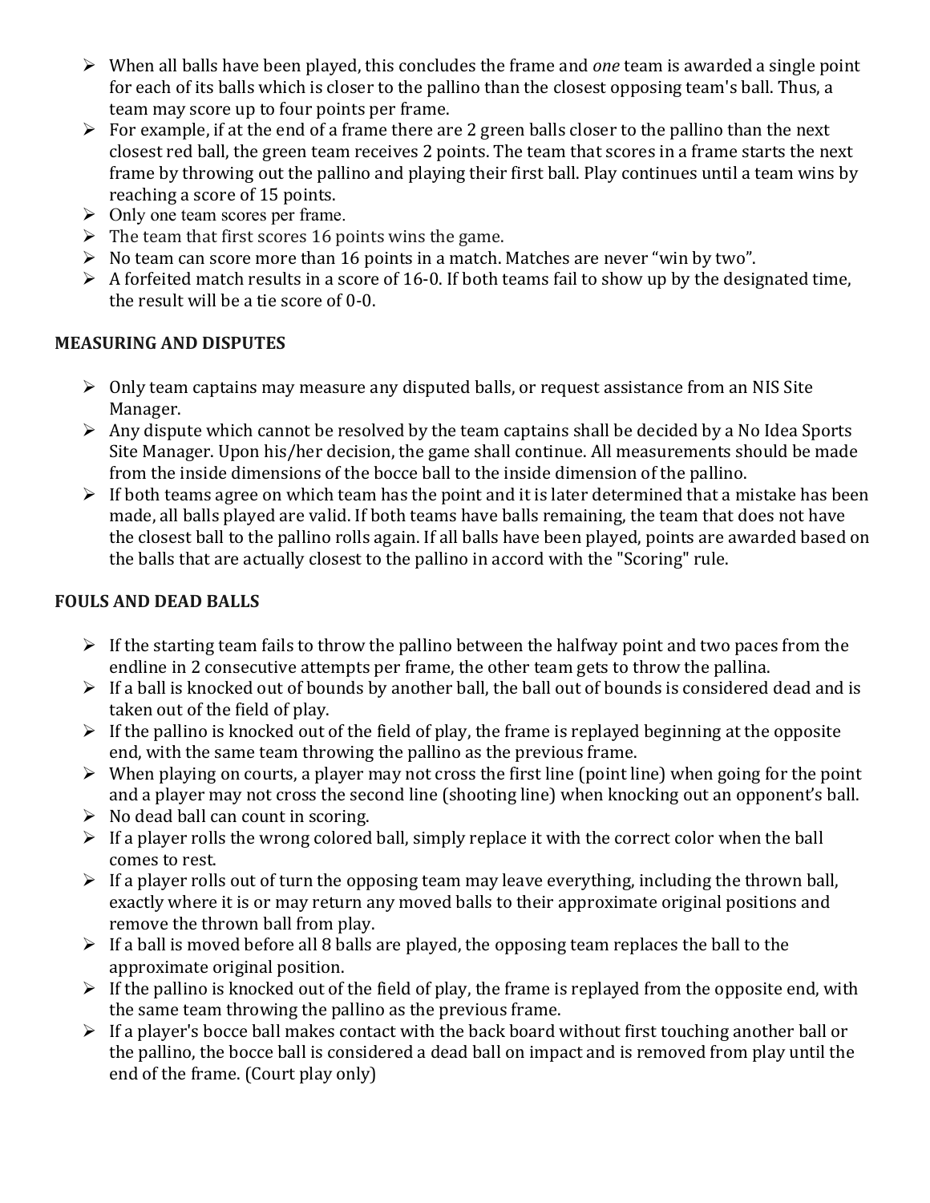- When all balls have been played, this concludes the frame and *one* team is awarded a single point for each of its balls which is closer to the pallino than the closest opposing team's ball. Thus, a team may score up to four points per frame.
- For example, if at the end of a frame there are 2 green balls closer to the pallino than the next closest red ball, the green team receives 2 points. The team that scores in a frame starts the next frame by throwing out the pallino and playing their first ball. Play continues until a team wins by reaching a score of 15 points.
- Only one team scores per frame.
- The team that first scores 16 points wins the game.
- No team can score more than 16 points in a match. Matches are never "win by two".
- A forfeited match results in a score of 16-0. If both teams fail to show up by the designated time, the result will be a tie score of 0-0.

**MEASURING AND DISPUTES**

- Only team captains may measure any disputed balls, or request assistance from an NIS Site Manager.
- Any dispute which cannot be resolved by the team captains shall be decided by a No Idea Sports Site Manager. Upon his/her decision, the game shall continue. All measurements should be made from the inside dimensions of the bocce ball to the inside dimension of the pallino.
- If both teams agree on which team has the point and it is later determined that a mistake has been made, all balls played are valid. If both teams have balls remaining, the team that does not have the closest ball to the pallino rolls again. If all balls have been played, points are awarded based on the balls that are actually closest to the pallino in accord with the "Scoring" rule.

**FOULS AND DEAD BALLS**

- If the starting team fails to throw the pallino between the halfway point and two paces from the endline in 2 consecutive attempts per frame, the other team gets to throw the pallina.
- If a ball is knocked out of bounds by another ball, the ball out of bounds is considered dead and is taken out of the field of play.
- If the pallino is knocked out of the field of play, the frame is replayed beginning at the opposite end, with the same team throwing the pallino as the previous frame.
- When playing on courts, a player may not cross the first line (point line) when going for the point and a player may not cross the second line (shooting line) when knocking out an opponent's ball.
- No dead ball can count in scoring.
- If a player rolls the wrong colored ball, simply replace it with the correct color when the ball comes to rest.
- If a player rolls out of turn the opposing team may leave everything, including the thrown ball, exactly where it is or may return any moved balls to their approximate original positions and remove the thrown ball from play.
- If a ball is moved before all 8 balls are played, the opposing team replaces the ball to the approximate original position.
- If the pallino is knocked out of the field of play, the frame is replayed from the opposite end, with the same team throwing the pallino as the previous frame.
- If a player's bocce ball makes contact with the back board without first touching another ball or the pallino, the bocce ball is considered a dead ball on impact and is removed from play until the end of the frame. (Court play only)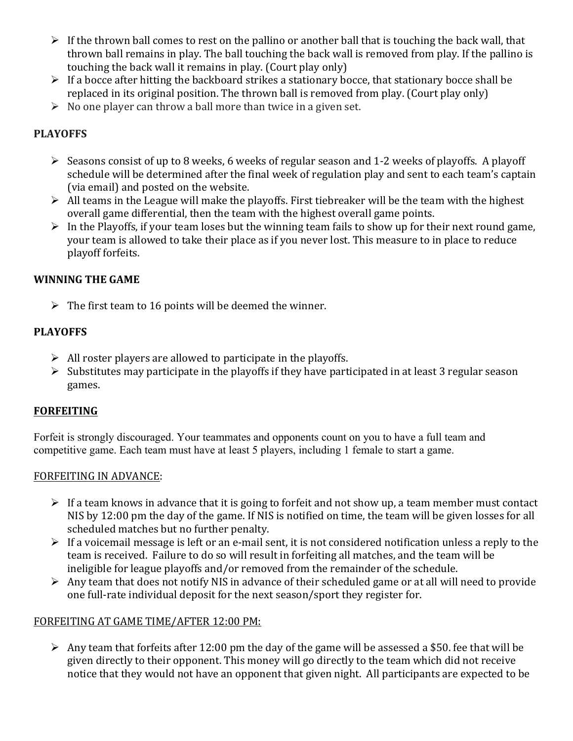- If the thrown ball comes to rest on the pallino or another ball that is touching the back wall, that thrown ball remains in play. The ball touching the back wall is removed from play. If the pallino is touching the back wall it remains in play. (Court play only)
- If a bocce after hitting the backboard strikes a stationary bocce, that stationary bocce shall be replaced in its original position. The thrown ball is removed from play. (Court play only)
- No one player can throw a ball more than twice in a given set.

**PLAYOFFS**

- Seasons consist of up to 8 weeks, 6 weeks of regular season and 1-2 weeks of playoffs. A playoff schedule will be determined after the final week of regulation play and sent to each team's captain (via email) and posted on the website.
- All teams in the League will make the playoffs. First tiebreaker will be the team with the highest overall game differential, then the team with the highest overall game points.
- In the Playoffs, if your team loses but the winning team fails to show up for their next round game, your team is allowed to take their place as if you never lost. This measure to in place to reduce playoff forfeits.

**WINNING THE GAME**

- The first team to 16 points will be deemed the winner.

**PLAYOFFS**

- All roster players are allowed to participate in the playoffs.
- Substitutes may participate in the playoffs if they have participated in at least 3 regular season games.

**FORFEITING**

Forfeit is strongly discouraged. Your teammates and opponents count on you to have a full team and competitive game. Each team must have at least 5 players, including 1 female to start a game.

FORFEITING IN ADVANCE:

- If a team knows in advance that it is going to forfeit and not show up, a team member must contact NIS by 12:00 pm the day of the game. If NIS is notified on time, the team will be given losses for all scheduled matches but no further penalty.
- If a voicemail message is left or an e-mail sent, it is not considered notification unless a reply to the team is received. Failure to do so will result in forfeiting all matches, and the team will be ineligible for league playoffs and/or removed from the remainder of the schedule.
- Any team that does not notify NIS in advance of their scheduled game or at all will need to provide one full-rate individual deposit for the next season/sport they register for.

FORFEITING AT GAME TIME/AFTER 12:00 PM:

- Any team that forfeits after 12:00 pm the day of the game will be assessed a $50. fee that will be given directly to their opponent. This money will go directly to the team which did not receive notice that they would not have an opponent that given night. All participants are expected to be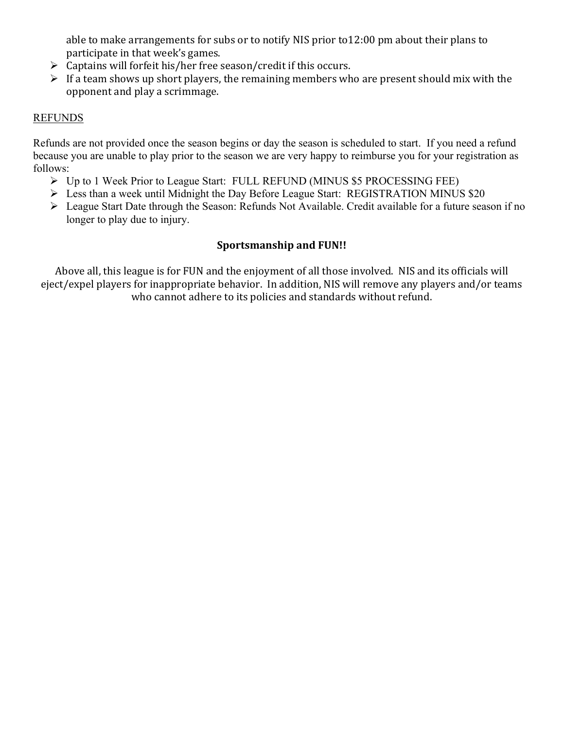able to make arrangements for subs or to notify NIS prior to12:00 pm about their plans to participate in that week's games.

- Captains will forfeit his/her free season/credit if this occurs.
- If a team shows up short players, the remaining members who are present should mix with the opponent and play a scrimmage.

REFUNDS

Refunds are not provided once the season begins or day the season is scheduled to start. If you need a refund because you are unable to play prior to the season we are very happy to reimburse you for your registration as follows:

- Up to 1 Week Prior to League Start: FULL REFUND (MINUS $5 PROCESSING FEE)
- Less than a week until Midnight the Day Before League Start: REGISTRATION MINUS $20
- League Start Date through the Season: Refunds Not Available. Credit available for a future season if no longer to play due to injury.

**Sportsmanship and FUN!!**

Above all, this league is for FUN and the enjoyment of all those involved. NIS and its officials will eject/expel players for inappropriate behavior. In addition, NIS will remove any players and/or teams who cannot adhere to its policies and standards without refund.